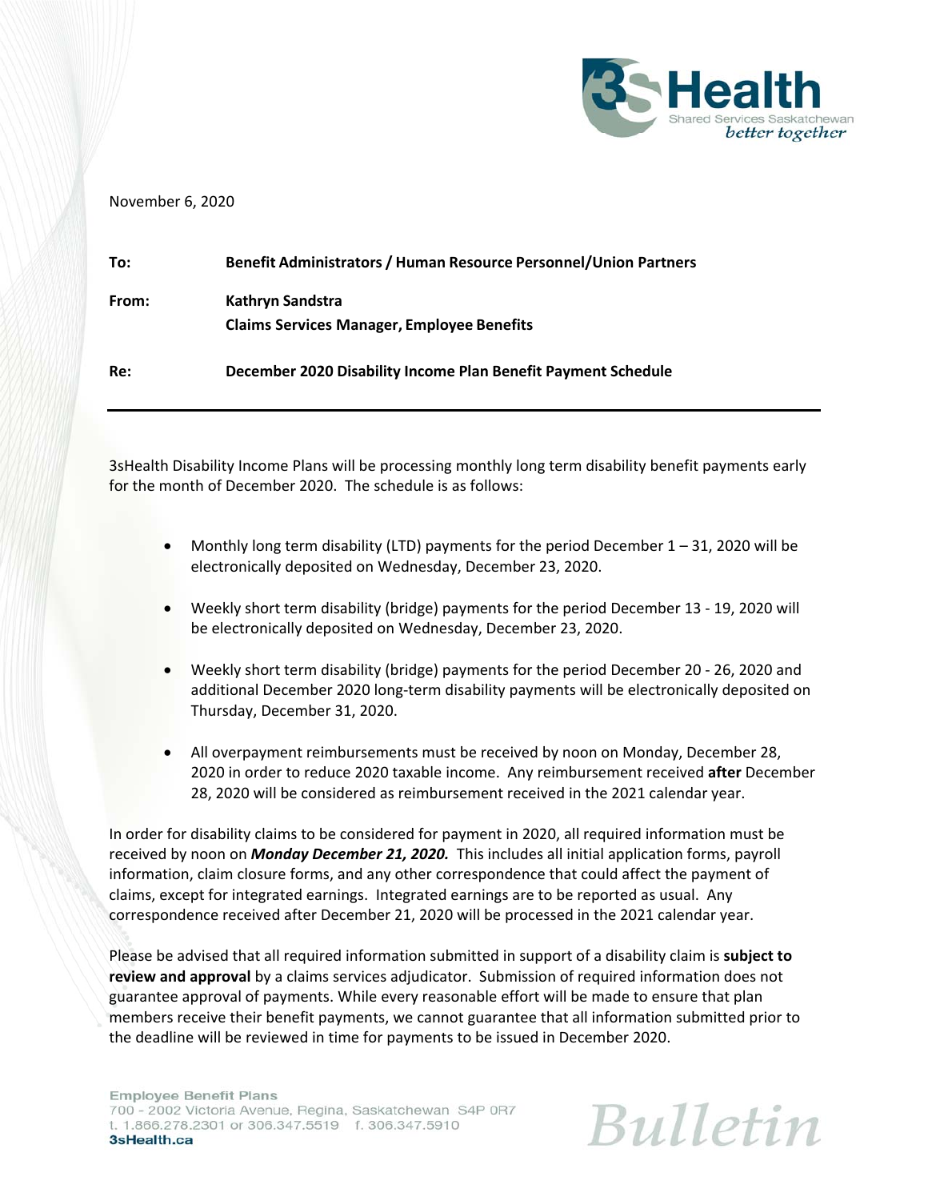November 6, 2020

**To:** **Benefit Administrators / Human Resource Personnel/Union Partners**

**From:** **Kathryn Sandstra**
**Claims Services Manager, Employee Benefits**

**Re:** **December 2020 Disability Income Plan Benefit Payment Schedule**

---

3sHealth Disability Income Plans will be processing monthly long term disability benefit payments early for the month of December 2020. The schedule is as follows:

- Monthly long term disability (LTD) payments for the period December 1 – 31, 2020 will be electronically deposited on Wednesday, December 23, 2020.
- Weekly short term disability (bridge) payments for the period December 13 - 19, 2020 will be electronically deposited on Wednesday, December 23, 2020.
- Weekly short term disability (bridge) payments for the period December 20 - 26, 2020 and additional December 2020 long-term disability payments will be electronically deposited on Thursday, December 31, 2020.
- All overpayment reimbursements must be received by noon on Monday, December 28, 2020 in order to reduce 2020 taxable income. Any reimbursement received **after** December 28, 2020 will be considered as reimbursement received in the 2021 calendar year.

In order for disability claims to be considered for payment in 2020, all required information must be received by noon on ***Monday December 21, 2020.*** This includes all initial application forms, payroll information, claim closure forms, and any other correspondence that could affect the payment of claims, except for integrated earnings. Integrated earnings are to be reported as usual. Any correspondence received after December 21, 2020 will be processed in the 2021 calendar year.

Please be advised that all required information submitted in support of a disability claim is **subject to review and approval** by a claims services adjudicator. Submission of required information does not guarantee approval of payments. While every reasonable effort will be made to ensure that plan members receive their benefit payments, we cannot guarantee that all information submitted prior to the deadline will be reviewed in time for payments to be issued in December 2020.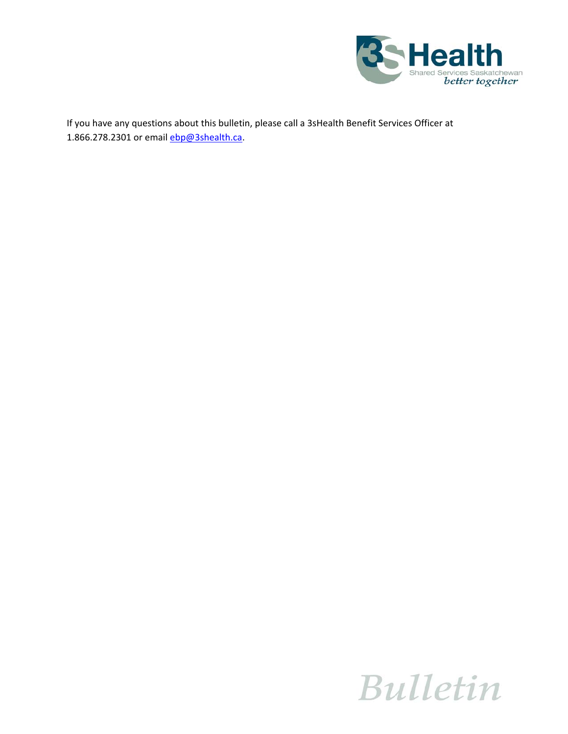If you have any questions about this bulletin, please call a 3sHealth Benefit Services Officer at 1.866.278.2301 or email ebp@3shealth.ca.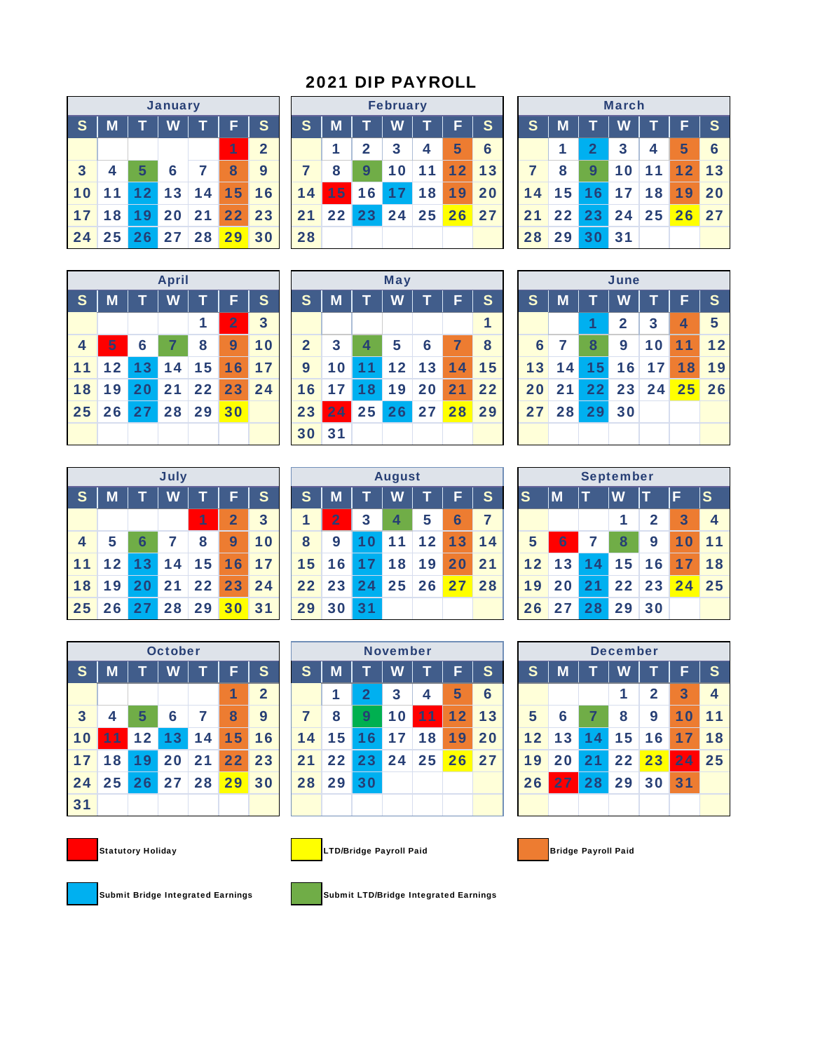# 2021 DIP PAYROLL

### January

| S | M | T | W | T | F | S |
|---|---|---|---|---|---|---|
| | | | | | 1 | 2 |
| 3 | 4 | 5 | 6 | 7 | 8 | 9 |
| 10 | 11 | 12 | 13 | 14 | 15 | 16 |
| 17 | 18 | 19 | 20 | 21 | 22 | 23 |
| 24 | 25 | 26 | 27 | 28 | 29 | 30 |

### February

| S | M | T | W | T | F | S |
|---|---|---|---|---|---|---|
| | 1 | 2 | 3 | 4 | 5 | 6 |
| 7 | 8 | 9 | 10 | 11 | 12 | 13 |
| 14 | 15 | 16 | 17 | 18 | 19 | 20 |
| 21 | 22 | 23 | 24 | 25 | 26 | 27 |
| 28 | | | | | | |

### March

| S | M | T | W | T | F | S |
|---|---|---|---|---|---|---|
| | 1 | 2 | 3 | 4 | 5 | 6 |
| 7 | 8 | 9 | 10 | 11 | 12 | 13 |
| 14 | 15 | 16 | 17 | 18 | 19 | 20 |
| 21 | 22 | 23 | 24 | 25 | 26 | 27 |
| 28 | 29 | 30 | 31 | | | |

### April

| S | M | T | W | T | F | S |
|---|---|---|---|---|---|---|
| | | | | 1 | 2 | 3 |
| 4 | 5 | 6 | 7 | 8 | 9 | 10 |
| 11 | 12 | 13 | 14 | 15 | 16 | 17 |
| 18 | 19 | 20 | 21 | 22 | 23 | 24 |
| 25 | 26 | 27 | 28 | 29 | 30 | |

### May

| S | M | T | W | T | F | S |
|---|---|---|---|---|---|---|
| | | | | | | 1 |
| 2 | 3 | 4 | 5 | 6 | 7 | 8 |
| 9 | 10 | 11 | 12 | 13 | 14 | 15 |
| 16 | 17 | 18 | 19 | 20 | 21 | 22 |
| 23 | 24 | 25 | 26 | 27 | 28 | 29 |
| 30 | 31 | | | | | |

### June

| S | M | T | W | T | F | S |
|---|---|---|---|---|---|---|
| | | 1 | 2 | 3 | 4 | 5 |
| 6 | 7 | 8 | 9 | 10 | 11 | 12 |
| 13 | 14 | 15 | 16 | 17 | 18 | 19 |
| 20 | 21 | 22 | 23 | 24 | 25 | 26 |
| 27 | 28 | 29 | 30 | | | |

### July

| S | M | T | W | T | F | S |
|---|---|---|---|---|---|---|
| | | | | 1 | 2 | 3 |
| 4 | 5 | 6 | 7 | 8 | 9 | 10 |
| 11 | 12 | 13 | 14 | 15 | 16 | 17 |
| 18 | 19 | 20 | 21 | 22 | 23 | 24 |
| 25 | 26 | 27 | 28 | 29 | 30 | 31 |

### August

| S | M | T | W | T | F | S |
|---|---|---|---|---|---|---|
| 1 | 2 | 3 | 4 | 5 | 6 | 7 |
| 8 | 9 | 10 | 11 | 12 | 13 | 14 |
| 15 | 16 | 17 | 18 | 19 | 20 | 21 |
| 22 | 23 | 24 | 25 | 26 | 27 | 28 |
| 29 | 30 | 31 | | | | |

### September

| S | M | T | W | T | F | S |
|---|---|---|---|---|---|---|
| | | | 1 | 2 | 3 | 4 |
| 5 | 6 | 7 | 8 | 9 | 10 | 11 |
| 12 | 13 | 14 | 15 | 16 | 17 | 18 |
| 19 | 20 | 21 | 22 | 23 | 24 | 25 |
| 26 | 27 | 28 | 29 | 30 | | |

### October

| S | M | T | W | T | F | S |
|---|---|---|---|---|---|---|
| | | | | | 1 | 2 |
| 3 | 4 | 5 | 6 | 7 | 8 | 9 |
| 10 | 11 | 12 | 13 | 14 | 15 | 16 |
| 17 | 18 | 19 | 20 | 21 | 22 | 23 |
| 24 | 25 | 26 | 27 | 28 | 29 | 30 |
| 31 | | | | | | |

### November

| S | M | T | W | T | F | S |
|---|---|---|---|---|---|---|
| | 1 | 2 | 3 | 4 | 5 | 6 |
| 7 | 8 | 9 | 10 | 11 | 12 | 13 |
| 14 | 15 | 16 | 17 | 18 | 19 | 20 |
| 21 | 22 | 23 | 24 | 25 | 26 | 27 |
| 28 | 29 | 30 | | | | |

### December

| S | M | T | W | T | F | S |
|---|---|---|---|---|---|---|
| | | | 1 | 2 | 3 | 4 |
| 5 | 6 | 7 | 8 | 9 | 10 | 11 |
| 12 | 13 | 14 | 15 | 16 | 17 | 18 |
| 19 | 20 | 21 | 22 | 23 | 24 | 25 |
| 26 | 27 | 28 | 29 | 30 | 31 | |

Statutory Holiday

LTD/Bridge Payroll Paid

Bridge Payroll Paid

Submit Bridge Integrated Earnings

Submit LTD/Bridge Integrated Earnings